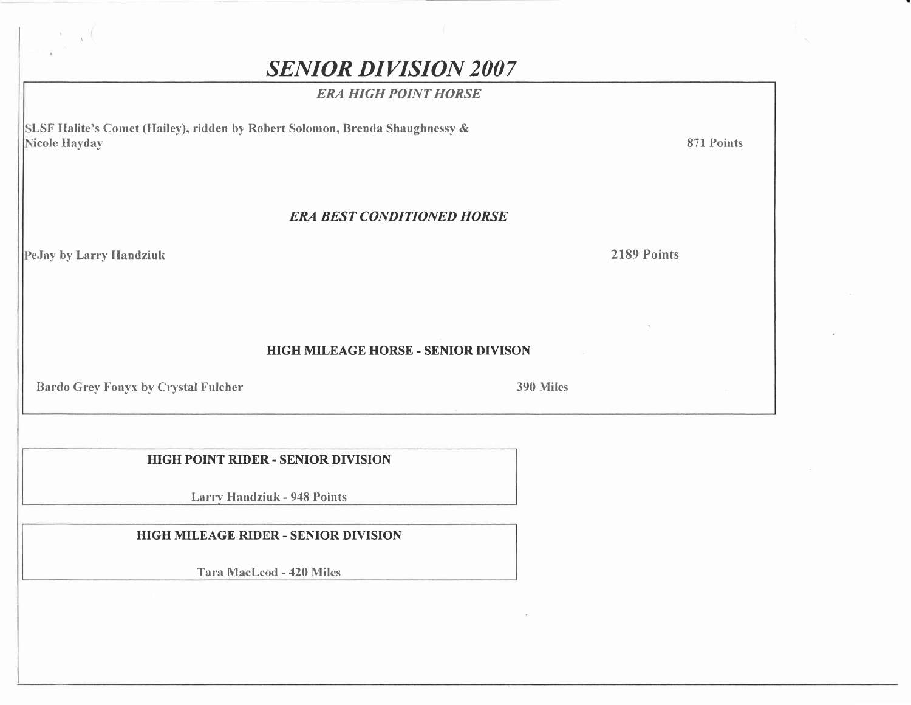# *SENIOR DIVISION 2007*

## *ERA HIGH POINT HORSE*

SLSF Halite's Comet (Hailey), ridden by Robert Solomon, Brenda Shaughnessy & Nicole Hayday — 871 Points

## *ERA BEST CONDITIONED HORSE*

PeJay by Larry Handziuk — 2189 Points

## HIGH MILEAGE HORSE - SENIOR DIVISON

Bardo Grey Fonyx by Crystal Fulcher — 390 Miles

## HIGH POINT RIDER - SENIOR DIVISION

Larry Handziuk - 948 Points

## HIGH MILEAGE RIDER - SENIOR DIVISION

Tara MacLeod - 420 Miles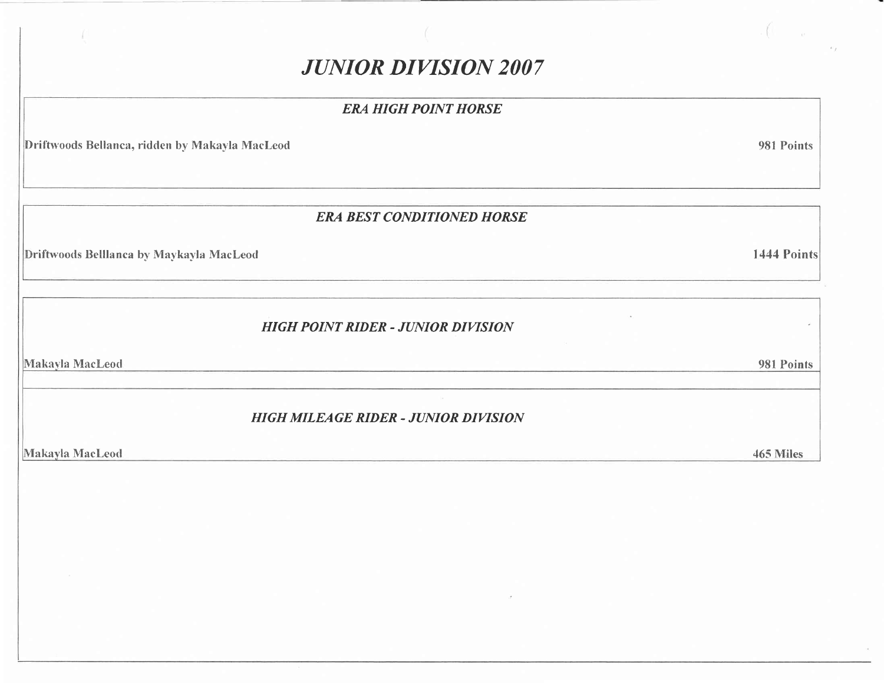# *JUNIOR DIVISION 2007*

## *ERA HIGH POINT HORSE*

Driftwoods Bellanca, ridden by Makayla MacLeod — 981 Points

## *ERA BEST CONDITIONED HORSE*

Driftwoods Belllanca by Maykayla MacLeod — 1444 Points

## *HIGH POINT RIDER - JUNIOR DIVISION*

Makayla MacLeod — 981 Points

## *HIGH MILEAGE RIDER - JUNIOR DIVISION*

Makayla MacLeod — 465 Miles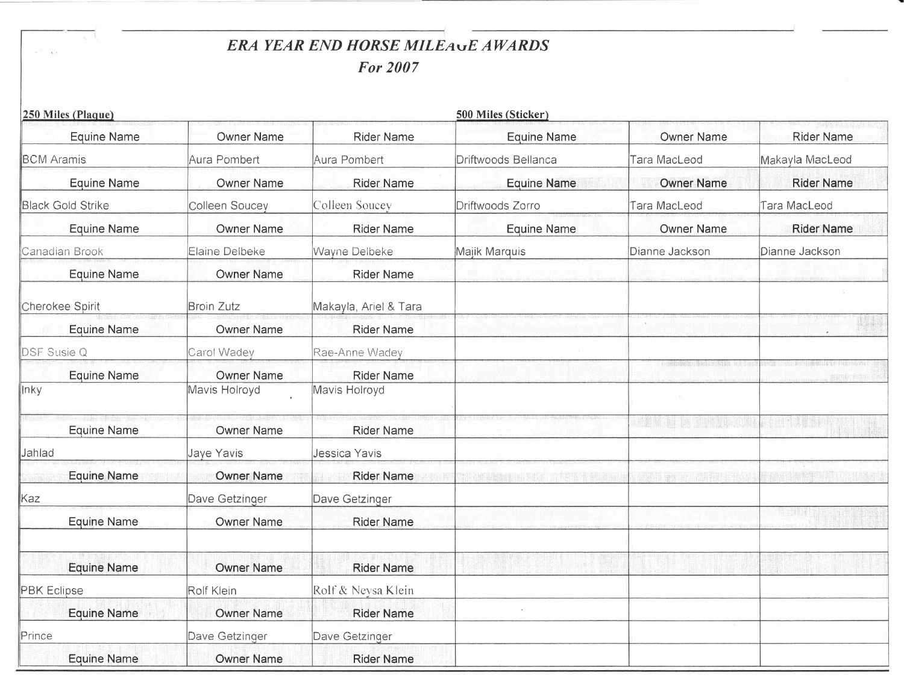# *ERA YEAR END HORSE MILEAGE AWARDS*

## *For 2007*

| **250 Miles (Plaque)** | | | **500 Miles (Sticker)** | | |
|---|---|---|---|---|---|
| Equine Name | Owner Name | Rider Name | Equine Name | Owner Name | Rider Name |
| BCM Aramis | Aura Pombert | Aura Pombert | Driftwoods Bellanca | Tara MacLeod | Makayla MacLeod |
| Equine Name | Owner Name | Rider Name | Equine Name | Owner Name | Rider Name |
| Black Gold Strike | Colleen Soucey | Colleen Soucey | Driftwoods Zorro | Tara MacLeod | Tara MacLeod |
| Equine Name | Owner Name | Rider Name | Equine Name | Owner Name | Rider Name |
| Canadian Brook | Elaine Delbeke | Wayne Delbeke | Majik Marquis | Dianne Jackson | Dianne Jackson |
| Equine Name | Owner Name | Rider Name | | | |
| Cherokee Spirit | Broin Zutz | Makayla, Ariel & Tara | | | |
| Equine Name | Owner Name | Rider Name | | | |
| DSF Susie Q | Carol Wadey | Rae-Anne Wadey | | | |
| Equine Name | Owner Name | Rider Name | | | |
| Inky | Mavis Holroyd | Mavis Holroyd | | | |
| Equine Name | Owner Name | Rider Name | | | |
| Jahlad | Jaye Yavis | Jessica Yavis | | | |
| Equine Name | Owner Name | Rider Name | | | |
| Kaz | Dave Getzinger | Dave Getzinger | | | |
| Equine Name | Owner Name | Rider Name | | | |
| | | | | | |
| Equine Name | Owner Name | Rider Name | | | |
| PBK Eclipse | Rolf Klein | Rolf & Neysa Klein | | | |
| Equine Name | Owner Name | Rider Name | | | |
| Prince | Dave Getzinger | Dave Getzinger | | | |
| Equine Name | Owner Name | Rider Name | | | |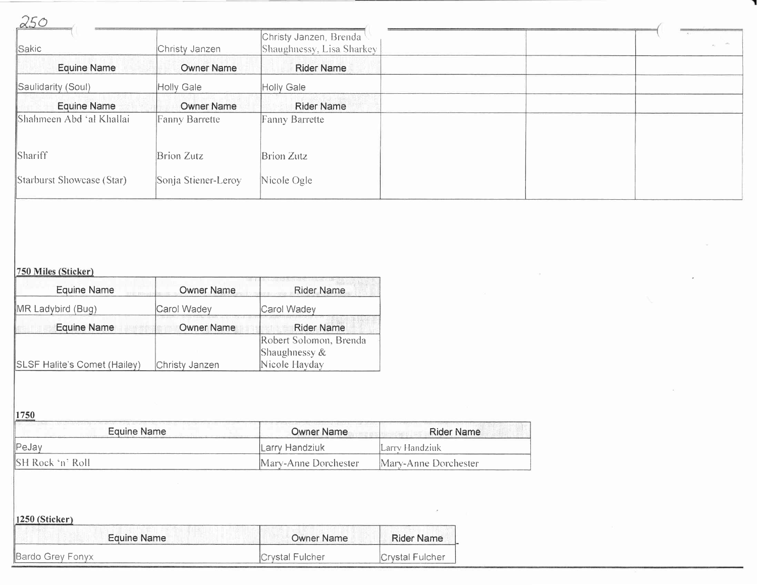## 250

| Equine Name | Owner Name | Rider Name | | | |
|---|---|---|---|---|---|
| Sakic | Christy Janzen | Christy Janzen, Brenda Shaughnessy, Lisa Sharkey | | | |
| Saulidarity (Soul) | Holly Gale | Holly Gale | | | |
| Shahmeen Abd 'al Khallai | Fanny Barrette | Fanny Barrette | | | |
| Shariff | Brion Zutz | Brion Zutz | | | |
| Starburst Showcase (Star) | Sonja Stiener-Leroy | Nicole Ogle | | | |

**750 Miles (Sticker)**

| Equine Name | Owner Name | Rider Name |
|---|---|---|
| MR Ladybird (Bug) | Carol Wadey | Carol Wadey |
| SLSF Halite's Comet (Hailey) | Christy Janzen | Robert Solomon, Brenda Shaughnessy & Nicole Hayday |

**1750**

| Equine Name | Owner Name | Rider Name |
|---|---|---|
| PeJay | Larry Handziuk | Larry Handziuk |
| SH Rock 'n' Roll | Mary-Anne Dorchester | Mary-Anne Dorchester |

**1250 (Sticker)**

| Equine Name | Owner Name | Rider Name |
|---|---|---|
| Bardo Grey Fonyx | Crystal Fulcher | Crystal Fulcher |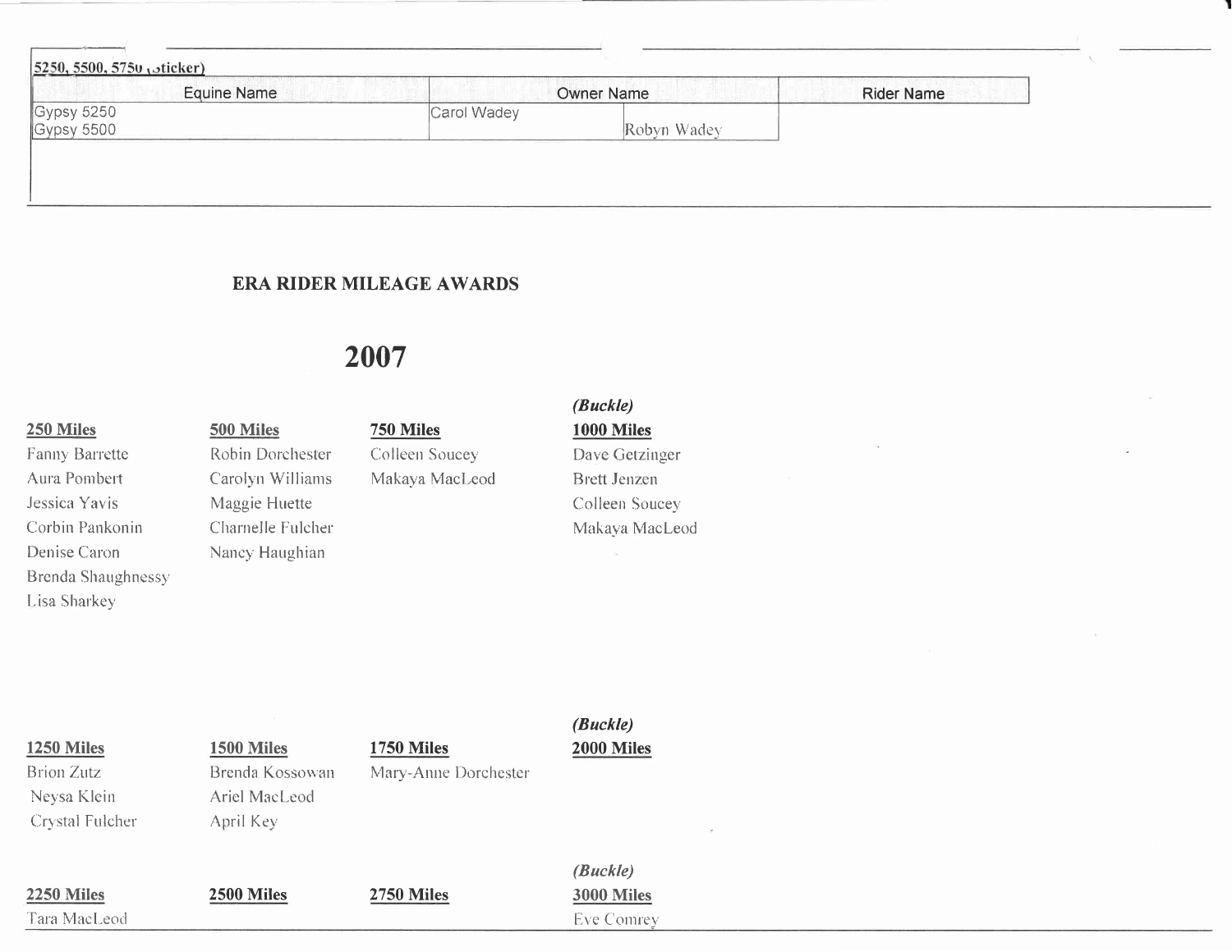5250, 5500, 5750 (sticker)

| Equine Name | Owner Name | | Rider Name |
|---|---|---|---|
| Gypsy 5250<br>Gypsy 5500 | Carol Wadey | Robyn Wadey | |

**ERA RIDER MILEAGE AWARDS**

# 2007

**250 Miles**

Fanny Barrette
Aura Pombert
Jessica Yavis
Corbin Pankonin
Denise Caron
Brenda Shaughnessy
Lisa Sharkey

**500 Miles**

Robin Dorchester
Carolyn Williams
Maggie Huette
Charnelle Fulcher
Nancy Haughian

**750 Miles**

Colleen Soucey
Makaya MacLeod

***(Buckle)***
**1000 Miles**

Dave Getzinger
Brett Jenzen
Colleen Soucey
Makaya MacLeod

**1250 Miles**

Brion Zutz
Neysa Klein
Crystal Fulcher

**1500 Miles**

Brenda Kossowan
Ariel MacLeod
April Key

**1750 Miles**

Mary-Anne Dorchester

***(Buckle)***
**2000 Miles**

**2250 Miles**

Tara MacLeod

**2500 Miles**

**2750 Miles**

***(Buckle)***
**3000 Miles**

Eve Comrey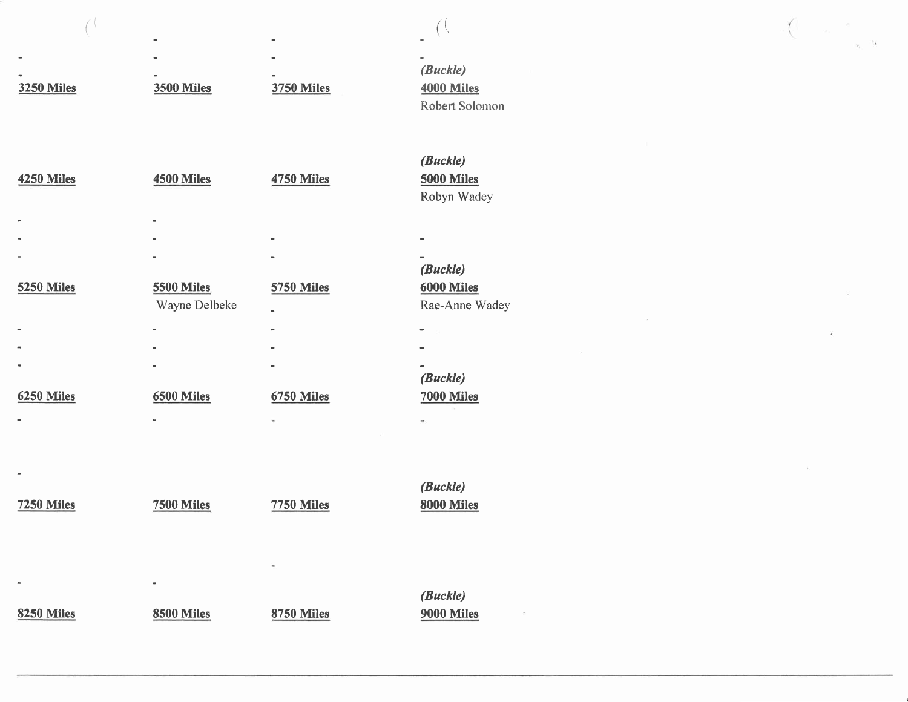| | | | |
|---|---|---|---|
| - | - | - | - |
| - | - | - | - |
| - | - | - | (Buckle) |
| **3250 Miles** | **3500 Miles** | **3750 Miles** | **4000 Miles** |
| | | | Robert Solomon |
| | | | (Buckle) |
| **4250 Miles** | **4500 Miles** | **4750 Miles** | **5000 Miles** |
| | | | Robyn Wadey |
| - | - | | |
| - | - | - | - |
| - | - | - | - |
| | | | (Buckle) |
| **5250 Miles** | **5500 Miles** | **5750 Miles** | **6000 Miles** |
| | Wayne Delbeke | - | Rae-Anne Wadey |
| - | - | - | - |
| - | - | - | - |
| - | - | - | - |
| | | | (Buckle) |
| **6250 Miles** | **6500 Miles** | **6750 Miles** | **7000 Miles** |
| - | - | - | - |
| - | | | |
| | | | (Buckle) |
| **7250 Miles** | **7500 Miles** | **7750 Miles** | **8000 Miles** |
| | | - | |
| - | - | | |
| | | | (Buckle) |
| **8250 Miles** | **8500 Miles** | **8750 Miles** | **9000 Miles** |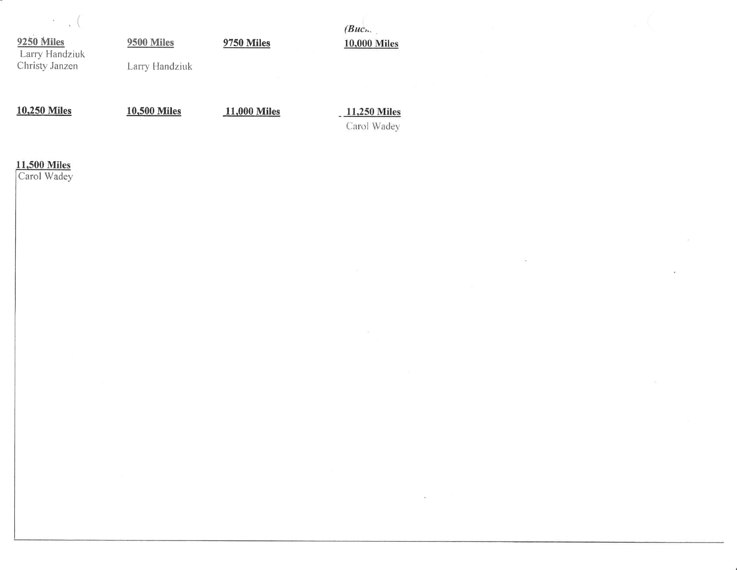*(Buc...*

**9250 Miles**
Larry Handziuk
Christy Janzen

**9500 Miles**
Larry Handziuk

**9750 Miles**

**10,000 Miles**

**10,250 Miles**

**10,500 Miles**

**11,000 Miles**

**11,250 Miles**
Carol Wadey

**11,500 Miles**
Carol Wadey